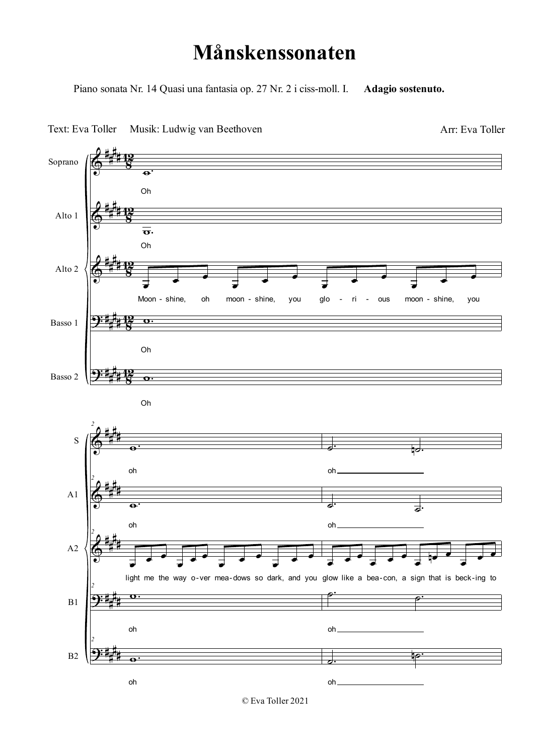# Månskenssonaten

Piano sonata Nr. 14 Quasi una fantasia op. 27 Nr. 2 i ciss-moll. I. **Adagio sostenuto.**

Text: Eva Toller Musik: Ludwig van Beethoven

Arr: Eva Toller

Soprano: Oh / oh / oh

Alto 1: Oh / oh / oh

Alto 2: Moon - shine, oh moon - shine, you glo - ri - ous moon - shine, you light me the way o-ver mea-dows so dark, and you glow like a bea-con, a sign that is beck-ing to

Basso 1: Oh / oh / oh

Basso 2: Oh / oh / oh

© Eva Toller 2021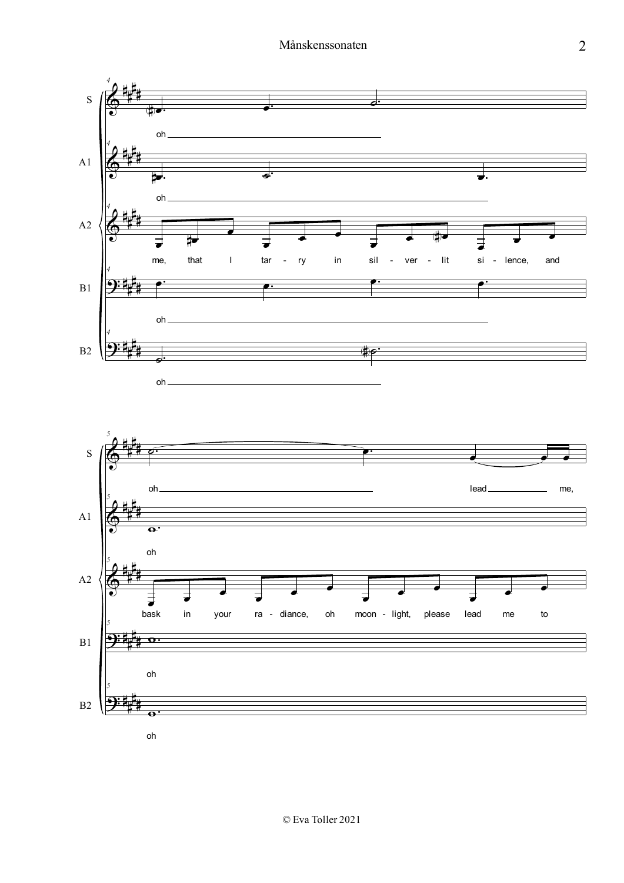S: oh

A1: oh

A2: me, that I tar - ry in sil - ver - lit si - lence, and

B1: oh

B2: oh

S: oh lead me,

A1: oh

A2: bask in your ra - diance, oh moon - light, please lead me to

B1: oh

B2: oh

© Eva Toller 2021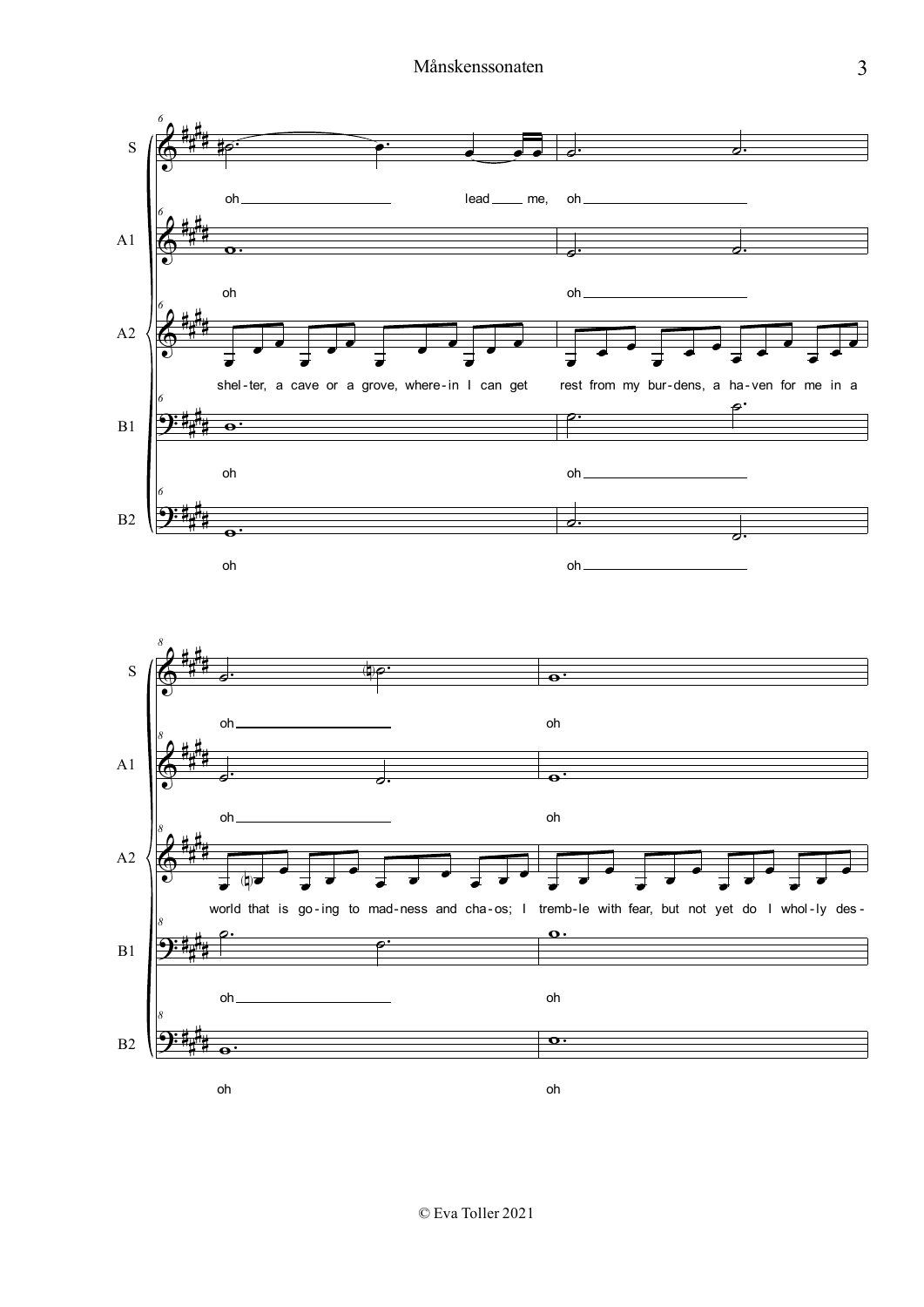S: oh lead me, oh

A1: oh oh

A2: shel-ter, a cave or a grove, where-in I can get rest from my bur-dens, a ha-ven for me in a

B1: oh oh

B2: oh oh

S: oh oh

A1: oh oh

A2: world that is go-ing to mad-ness and cha-os; I tremb-le with fear, but not yet do I whol-ly des-

B1: oh oh

B2: oh oh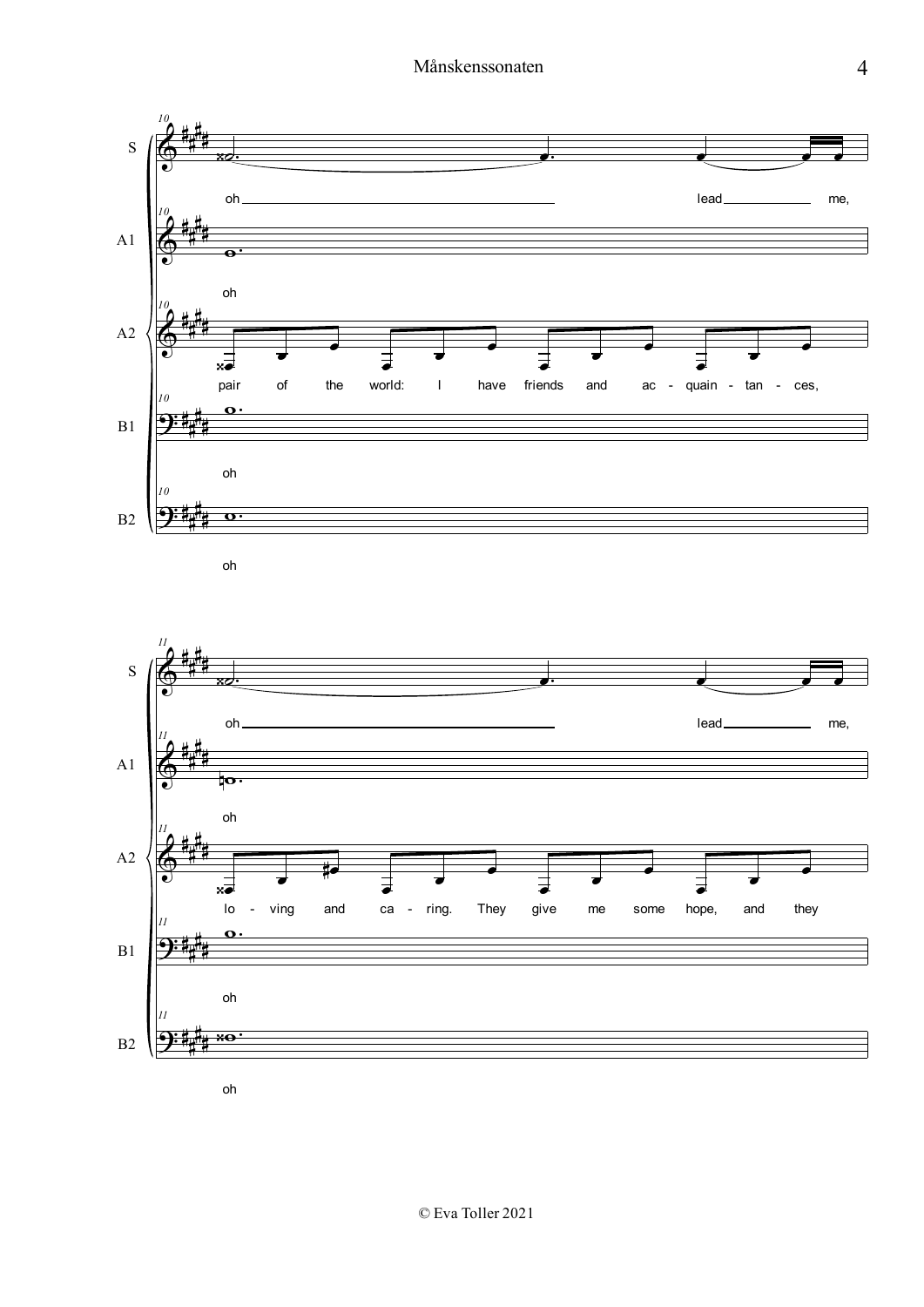10

S: oh lead me,

A1: oh

A2: pair of the world: I have friends and ac - quain - tan - ces,

B1: oh

B2: oh

11

S: oh lead me,

A1: oh

A2: lo - ving and ca - ring. They give me some hope, and they

B1: oh

B2: oh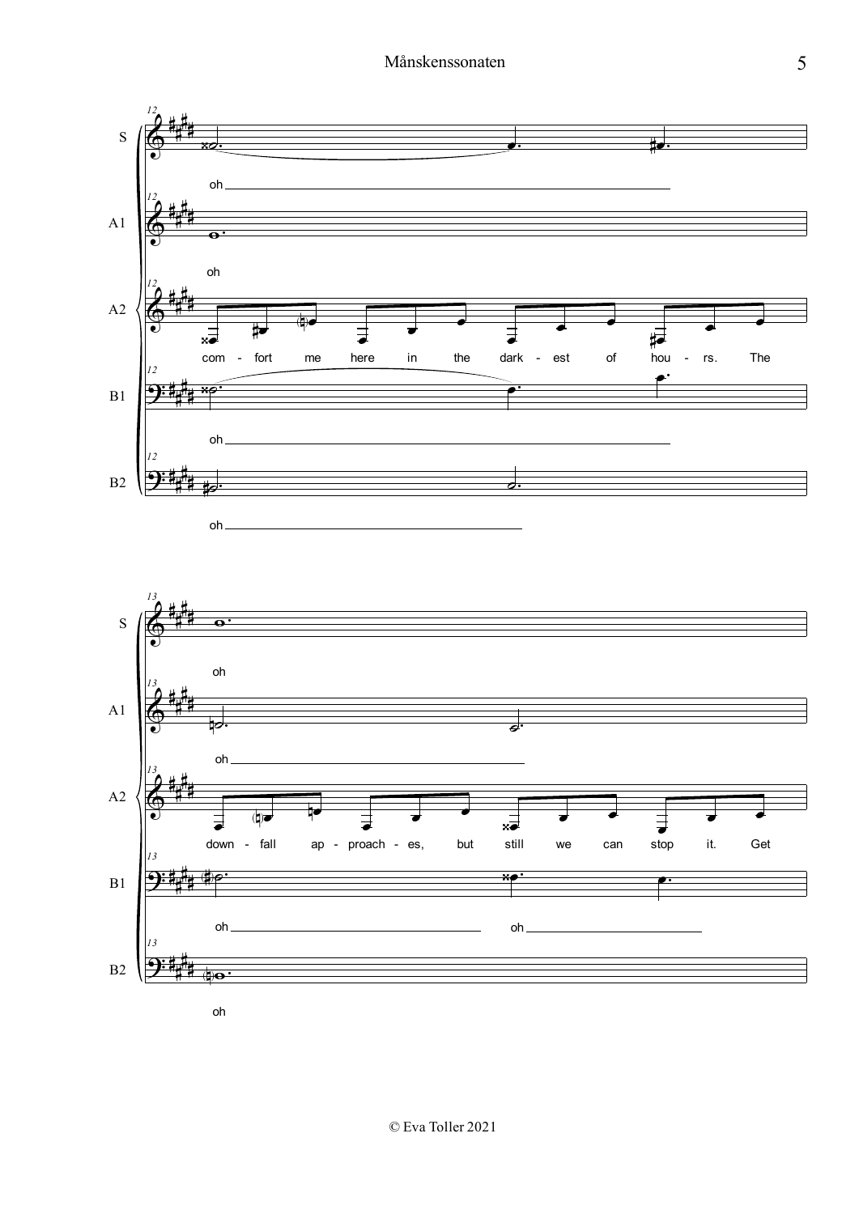S: oh

A1: oh

A2: com - fort me here in the dark - est of hou - rs. The

B1: oh

B2: oh

S: oh

A1: oh

A2: down - fall ap - proach - es, but still we can stop it. Get

B1: oh oh

B2: oh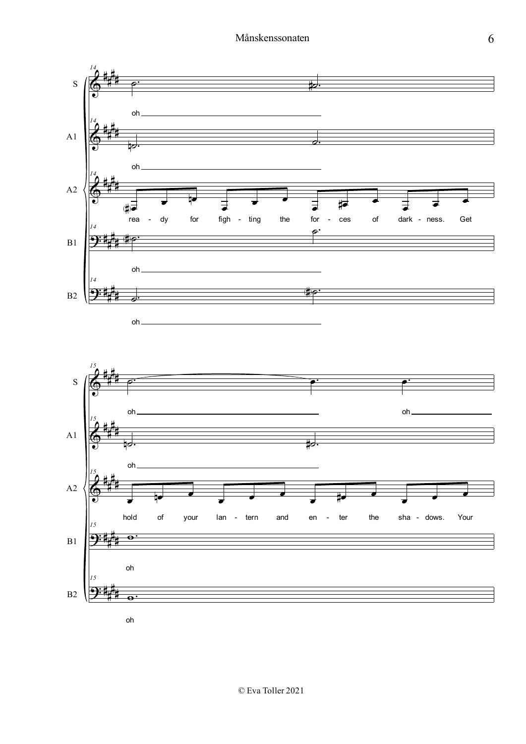**14**

S: oh

A1: oh

A2: rea - dy for figh - ting the for - ces of dark - ness. Get

B1: oh

B2: oh

**15**

S: oh oh

A1: oh

A2: hold of your lan - tern and en - ter the sha - dows. Your

B1: oh

B2: oh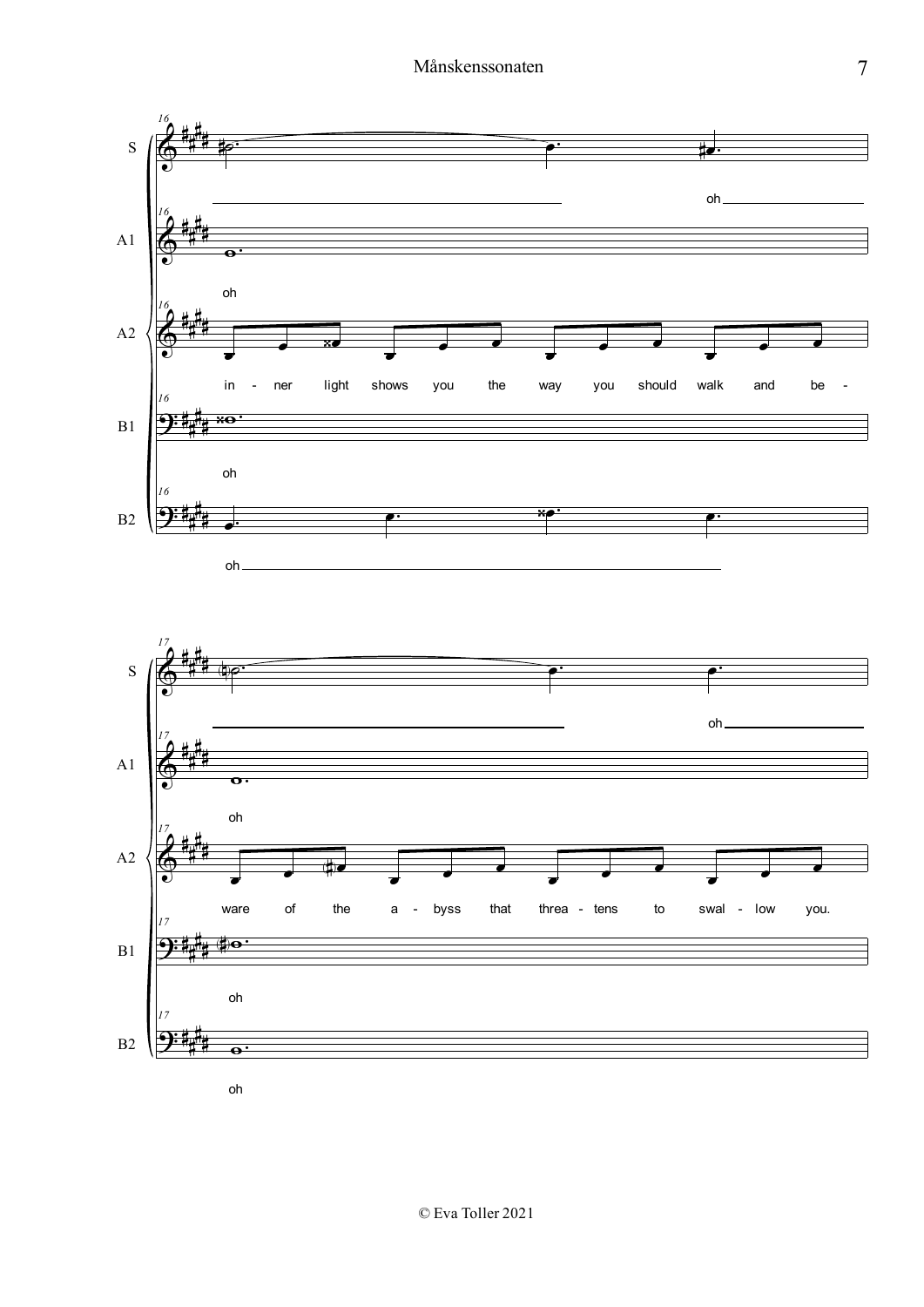S: oh

A1: oh

A2: in - ner light shows you the way you should walk and be -

B1: oh

B2: oh

S: oh

A1: oh

A2: ware of the a - byss that threa - tens to swal - low you.

B1: oh

B2: oh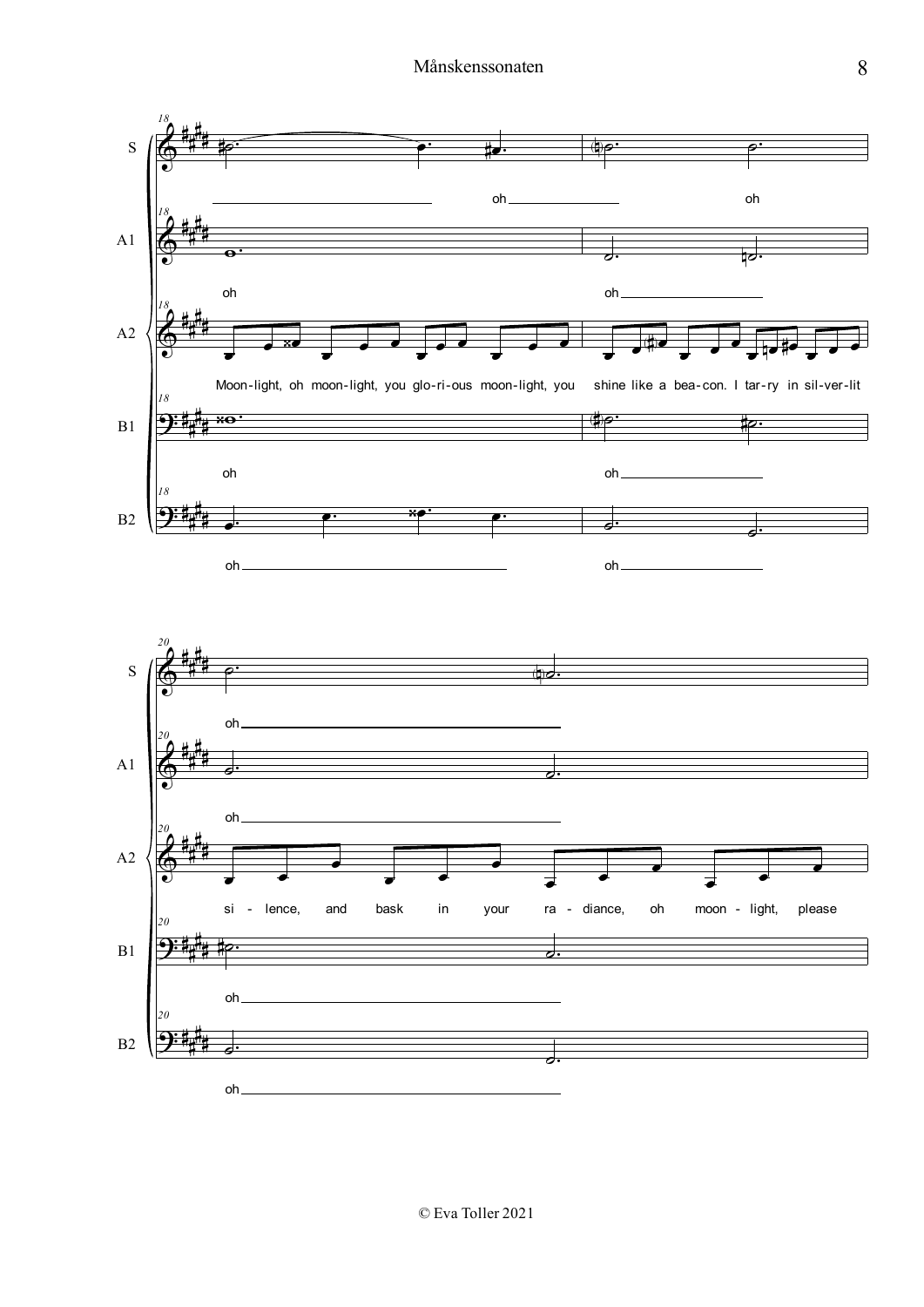S

oh oh

A1

oh oh

A2

Moon-light, oh moon-light, you glo-ri-ous moon-light, you shine like a bea-con. I tar-ry in sil-ver-lit

B1

oh oh

B2

oh oh

S

oh

A1

oh

A2

si - lence, and bask in your ra - diance, oh moon - light, please

B1

oh

B2

oh

© Eva Toller 2021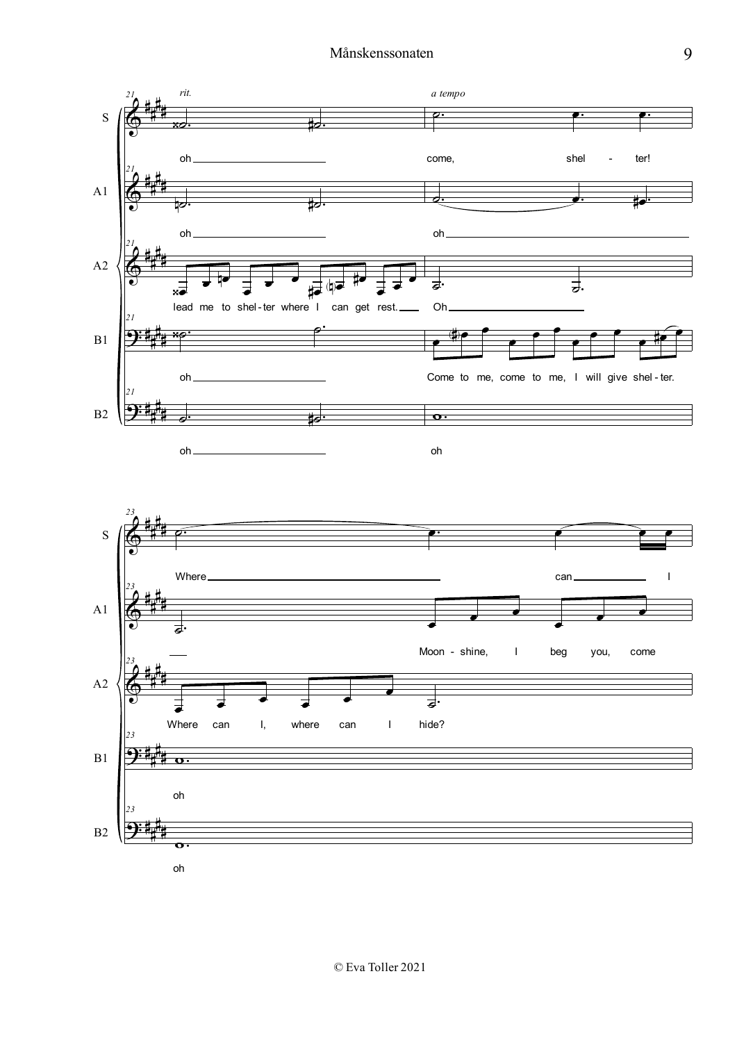rit.

a tempo

S: oh ___ come, shel - ter!

A1: oh ___ oh ___

A2: lead me to shel-ter where I can get rest. ___ Oh ___

B1: oh ___ Come to me, come to me, I will give shel-ter.

B2: oh ___ oh

S: Where ___ can ___ I

A1: ___ Moon - shine, I beg you, come

A2: Where can I, where can I hide?

B1: oh

B2: oh

© Eva Toller 2021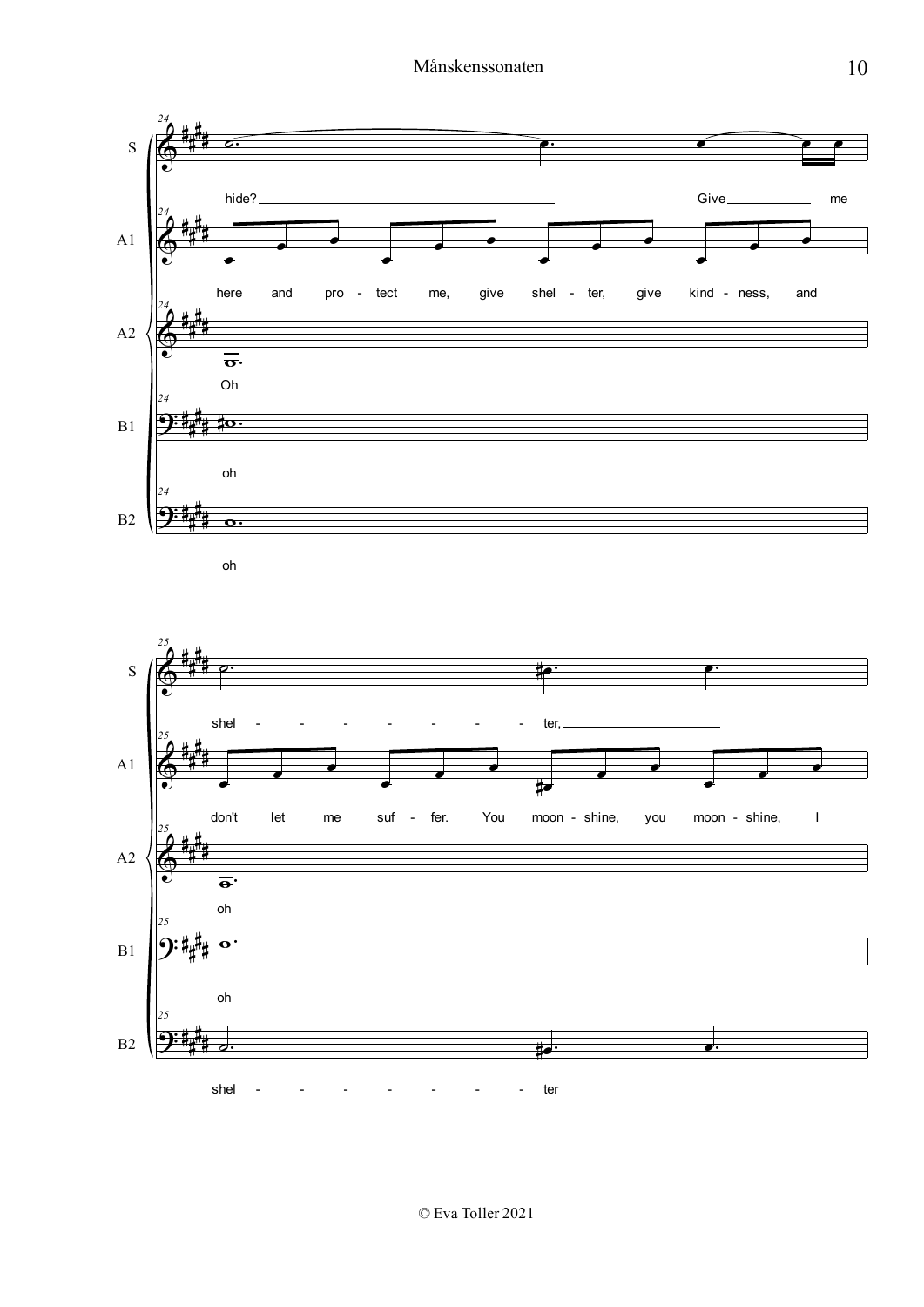24

S: hide? Give me

A1: here and pro - tect me, give shel - ter, give kind - ness, and

A2: Oh

B1: oh

B2: oh

25

S: shel - - - - - - - - ter,

A1: don't let me suf - fer. You moon - shine, you moon - shine, I

A2: oh

B1: oh

B2: shel - - - - - - - - ter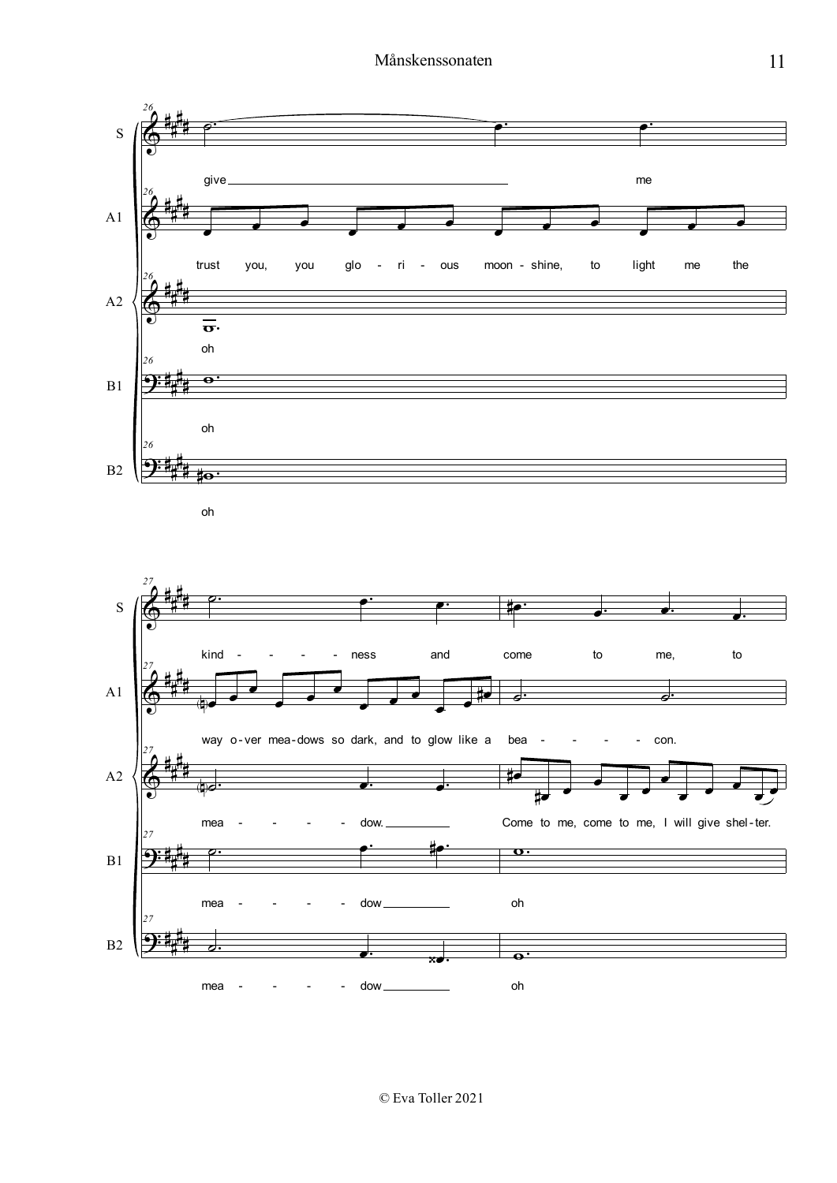26

S: give me

A1: trust you, you glo - ri - ous moon - shine, to light me the

A2: oh

B1: oh

B2: oh

27

S: kind - - - - - ness and come to me, to

A1: way o - ver mea - dows so dark, and to glow like a bea - - - - - con.

A2: mea - - - - - dow. Come to me, come to me, I will give shel - ter.

B1: mea - - - - - dow oh

B2: mea - - - - - dow oh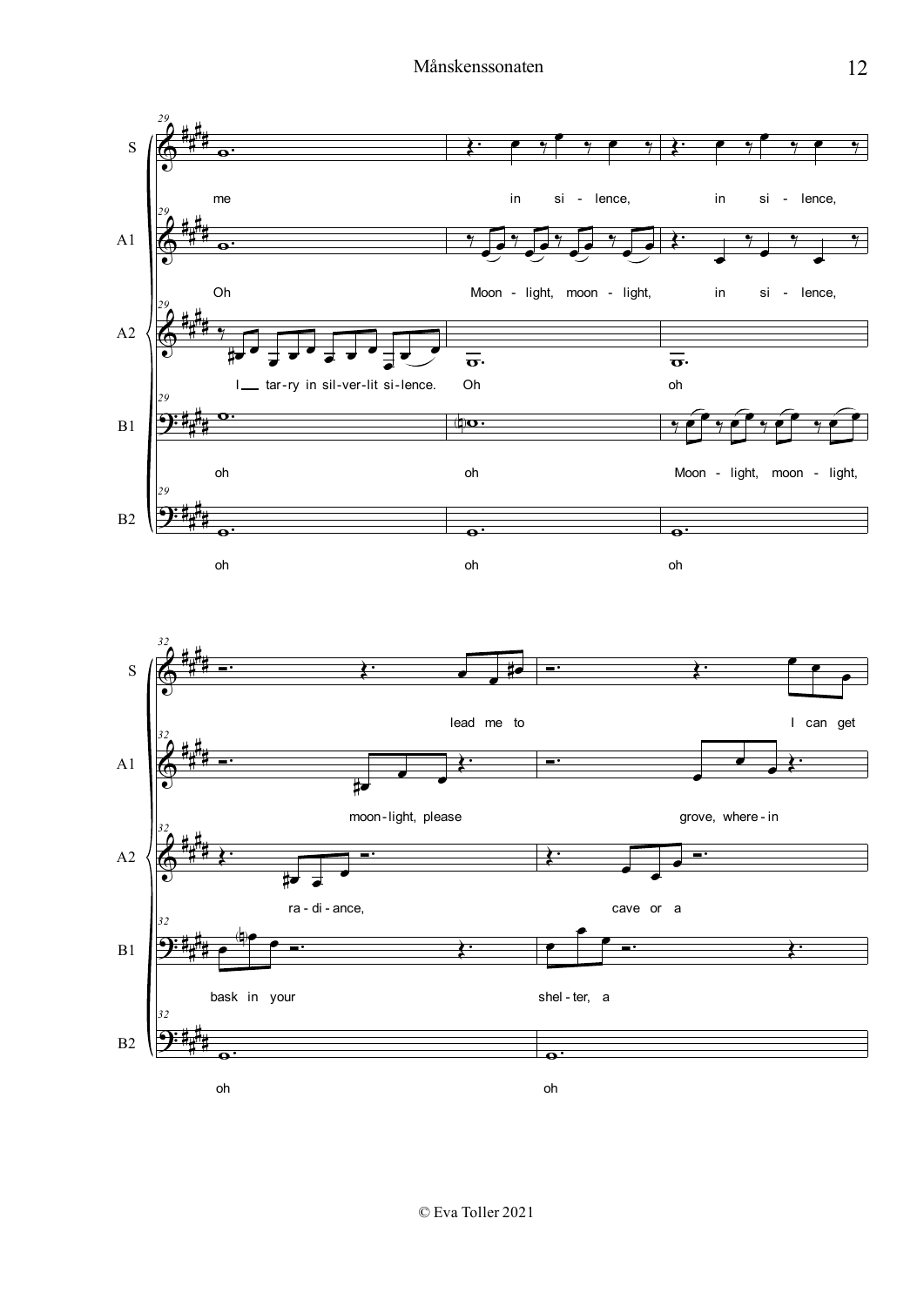**29**

S: me — in si - lence, in si - lence,

A1: Oh — Moon - light, moon - light, moon - light, moon - light, in si - lence,

A2: I tar-ry in sil-ver-lit si-lence. Oh — oh

B1: oh — oh — Moon - light, moon - light, moon - light, moon - light,

B2: oh — oh — oh

**32**

S: lead me to — I can get

A1: moon-light, please — grove, where-in

A2: ra - di - ance, — cave or a

B1: bask in your — shel - ter, a

B2: oh — oh

© Eva Toller 2021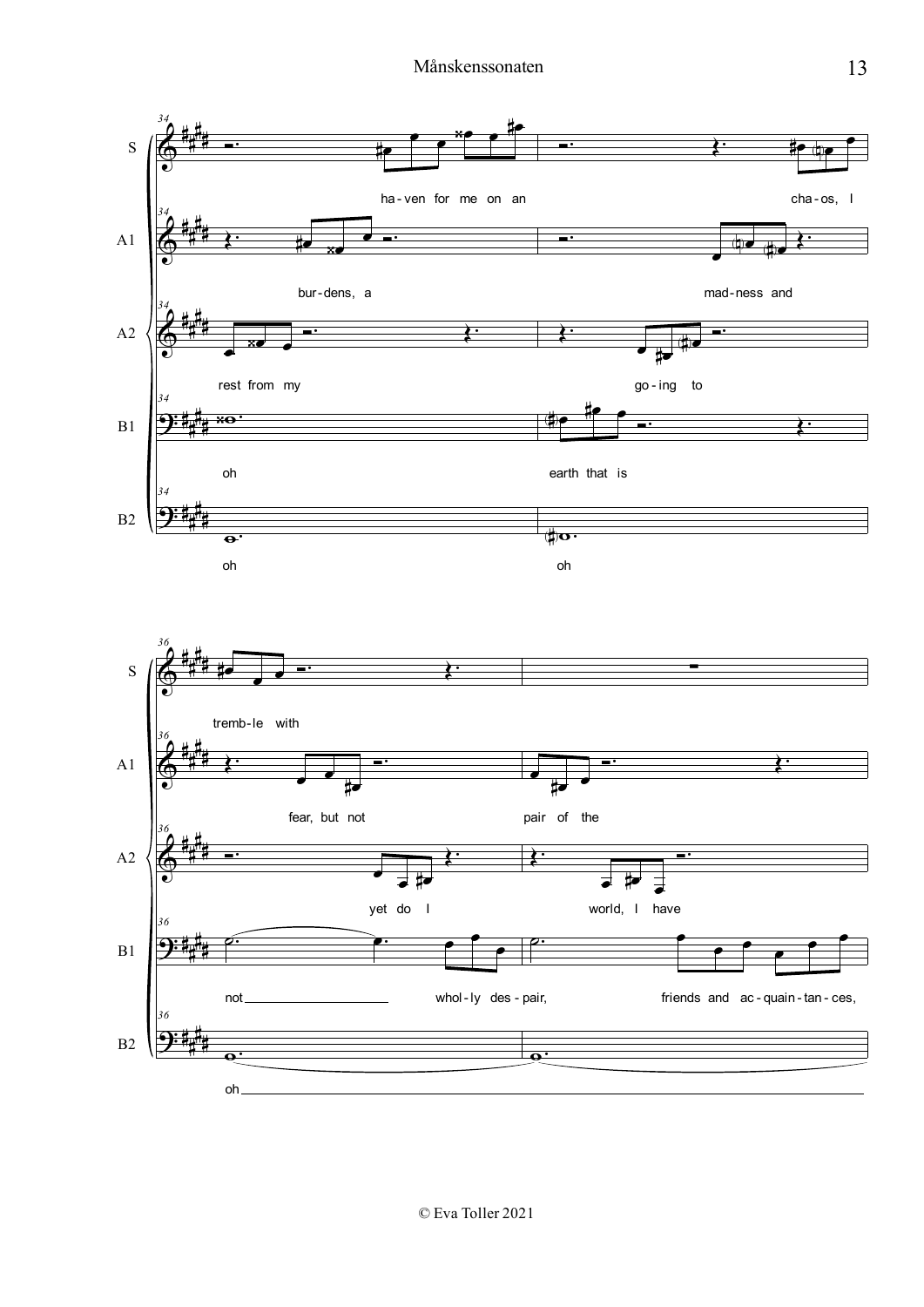S

A1

A2

B1

B2

ha-ven for me on an

cha-os, I

bur-dens, a

mad-ness and

rest from my

go-ing to

oh

earth that is

oh

oh

tremb-le with

fear, but not

pair of the

yet do I

world, I have

not

whol-ly des-pair,

friends and ac-quain-tan-ces,

oh

© Eva Toller 2021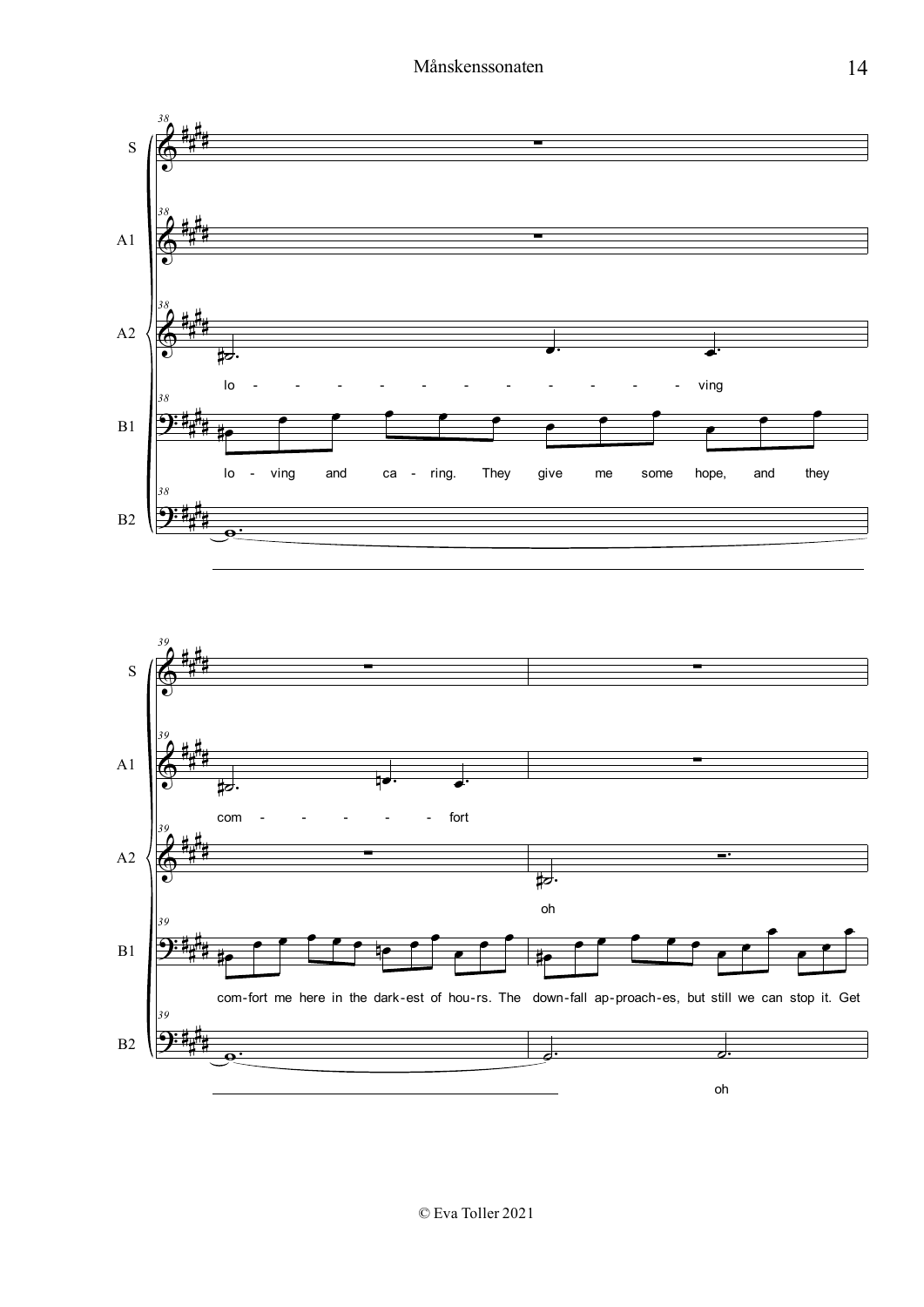38

S

A1

A2: lo - - - - - - - - - - - - - ving

B1: lo - ving and ca - ring. They give me some hope, and they

B2

39

S

A1: com - - - - - fort

A2: oh

B1: com-fort me here in the dark-est of hou-rs. The down-fall ap-proach-es, but still we can stop it. Get

B2: oh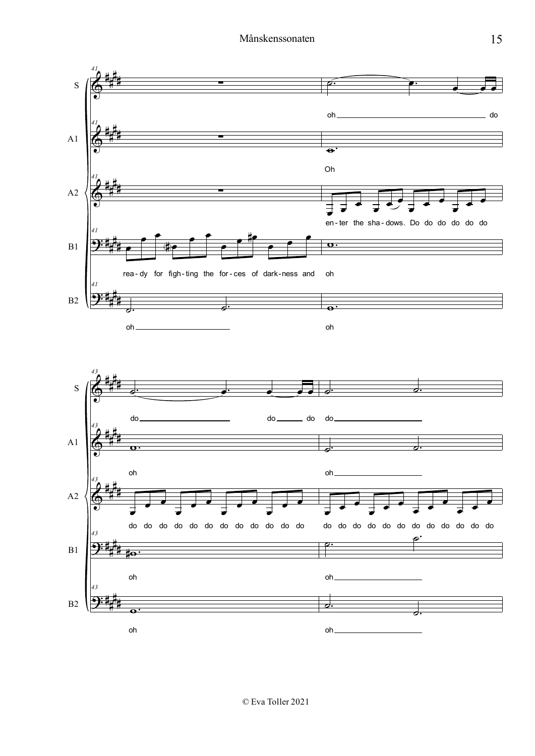**41**

S: oh do

A1: Oh

A2: en - ter the sha - dows. Do do do do do do

B1: rea - dy for figh - ting the for - ces of dark - ness and oh

B2: oh oh

**43**

S: do do do do

A1: oh oh

A2: do do do do do do do do do do do do do do do do do do do do do do do do

B1: oh oh

B2: oh oh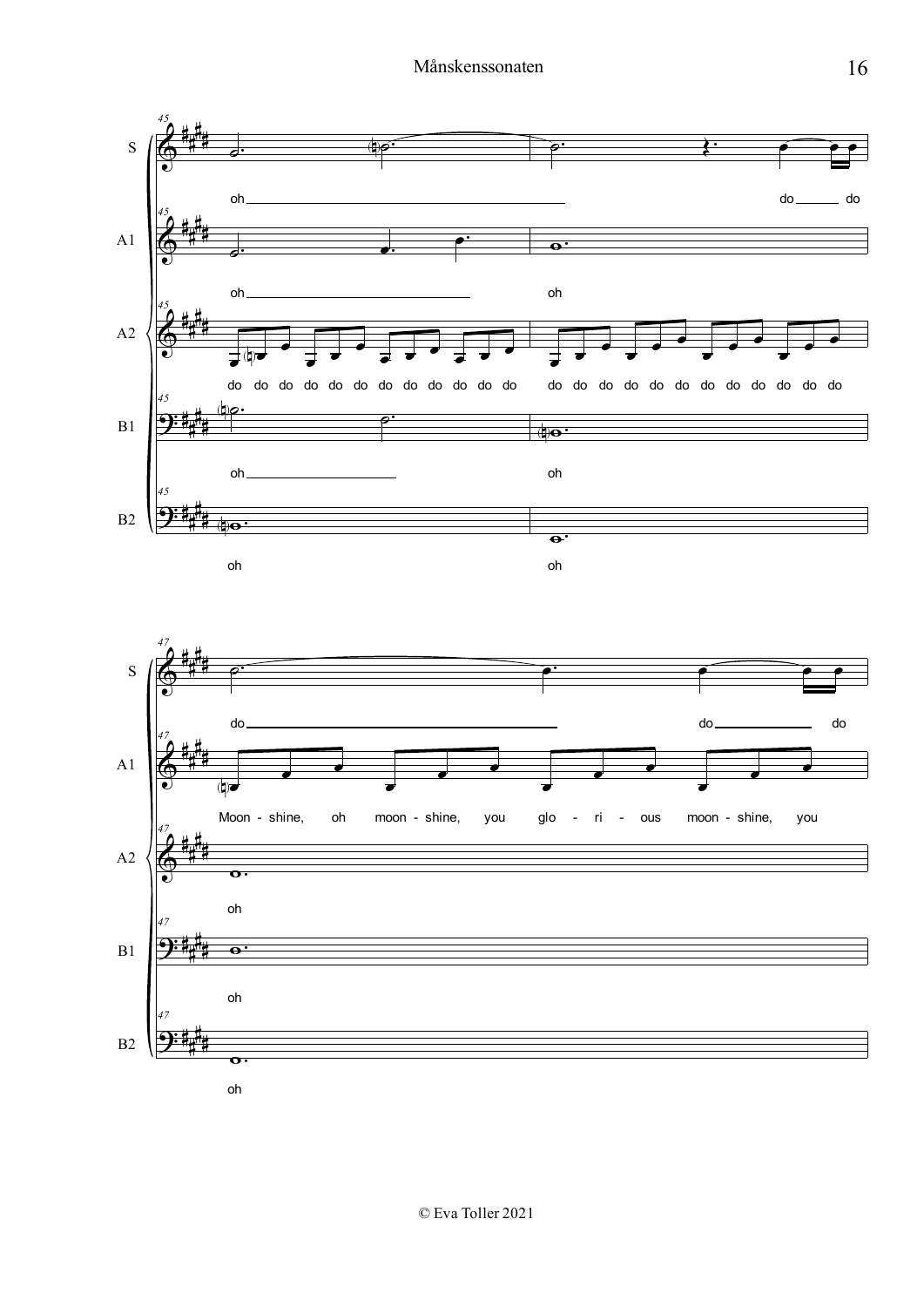45

S: oh do do

A1: oh oh

A2: do do do do do do do do do do do do do do do do do do do do do do do do

B1: oh oh

B2: oh oh

47

S: do do do

A1: Moon - shine, oh moon - shine, you glo - ri - ous moon - shine, you

A2: oh

B1: oh

B2: oh

© Eva Toller 2021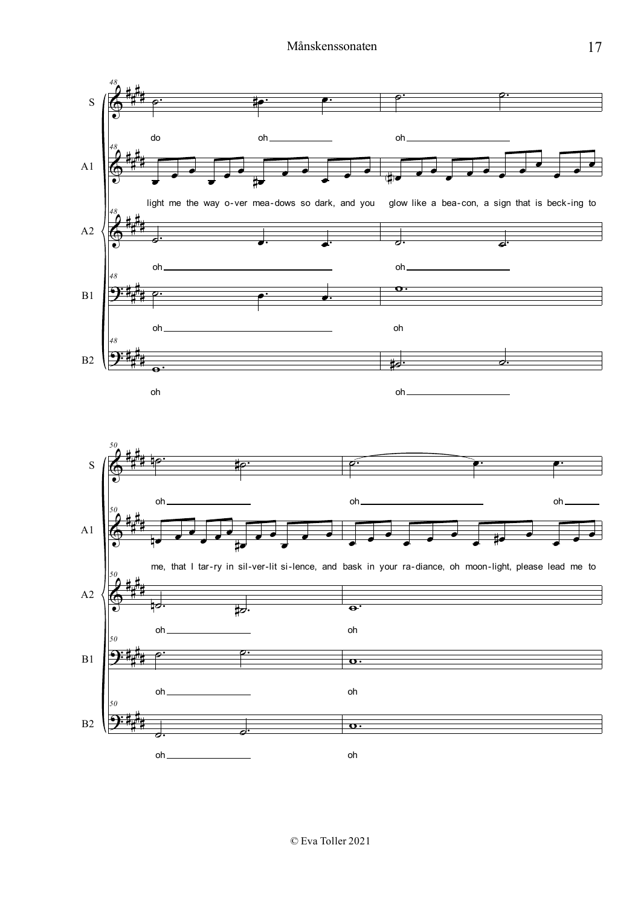S: do oh oh

A1: light me the way o-ver mea-dows so dark, and you glow like a bea-con, a sign that is beck-ing to

A2: oh oh

B1: oh oh

B2: oh oh

S: oh oh oh

A1: me, that I tar-ry in sil-ver-lit si-lence, and bask in your ra-diance, oh moon-light, please lead me to

A2: oh oh

B1: oh oh

B2: oh oh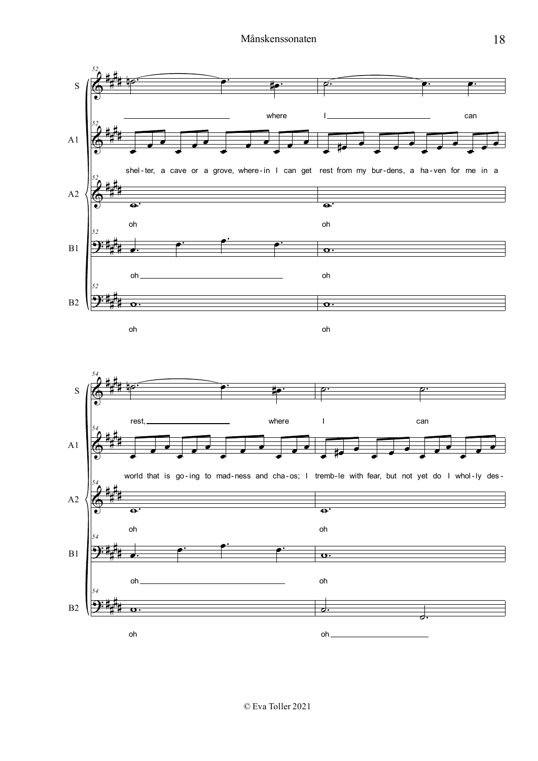S

where I can

A1

shel-ter, a cave or a grove, where-in I can get rest from my bur-dens, a ha-ven for me in a

A2

oh oh

B1

oh oh

B2

oh oh

S

rest, where I can

A1

world that is go-ing to mad-ness and cha-os; I tremb-le with fear, but not yet do I whol-ly des-

A2

oh oh

B1

oh oh

B2

oh oh

© Eva Toller 2021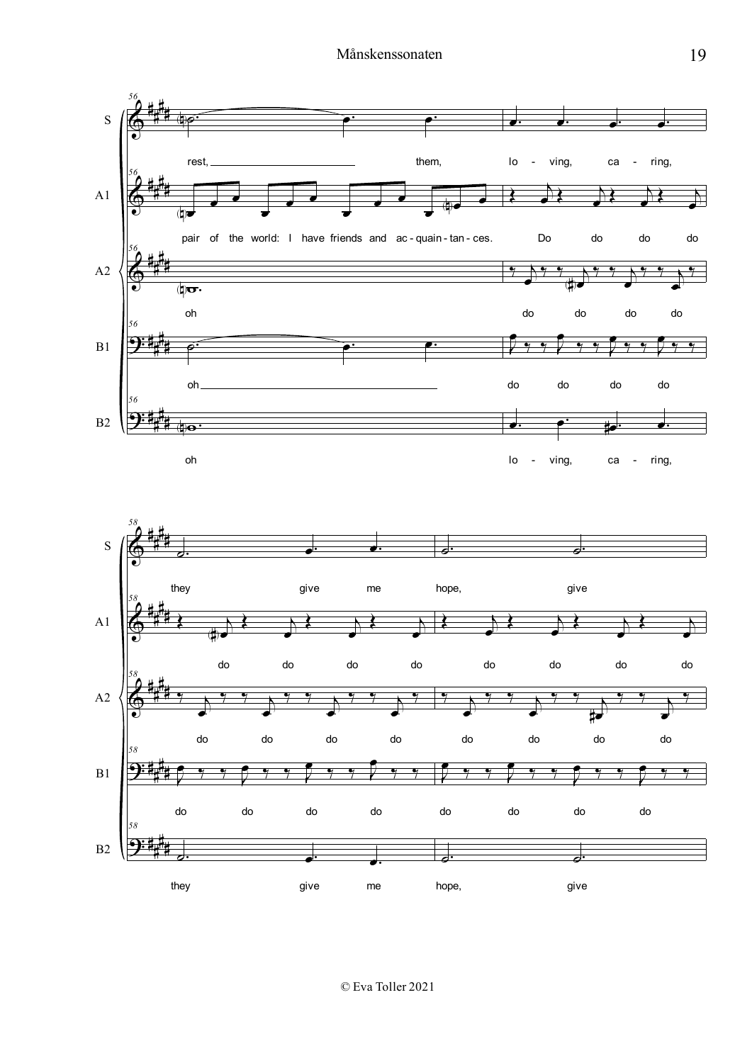56

S: rest, them, lo - ving, ca - ring,

A1: pair of the world: I have friends and ac - quain - tan - ces. Do do do do

A2: oh do do do do

B1: oh do do do do

B2: oh lo - ving, ca - ring,

58

S: they give me hope, give

A1: do do do do do do do do

A2: do do do do do do do do

B1: do do do do do do do do

B2: they give me hope, give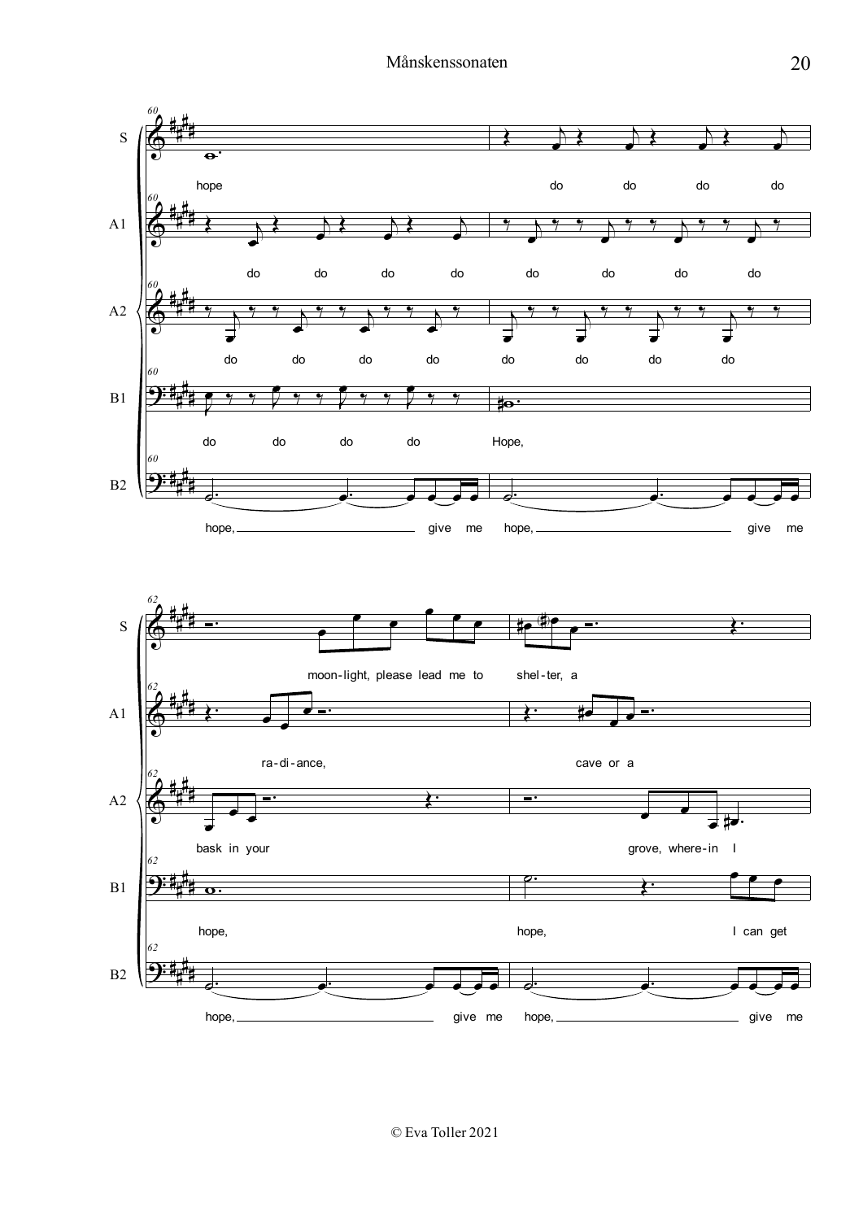**S** — hope · do do do do · moon-light, please lead me to · shel-ter, a

**A1** — do do do do · do do do do · ra-di-ance, · cave or a

**A2** — do do do do · do do do do · bask in your · grove, where-in I

**B1** — do do do do · Hope, · hope, · hope, · I can get

**B2** — hope, give me · hope, give me · hope, give me · hope, give me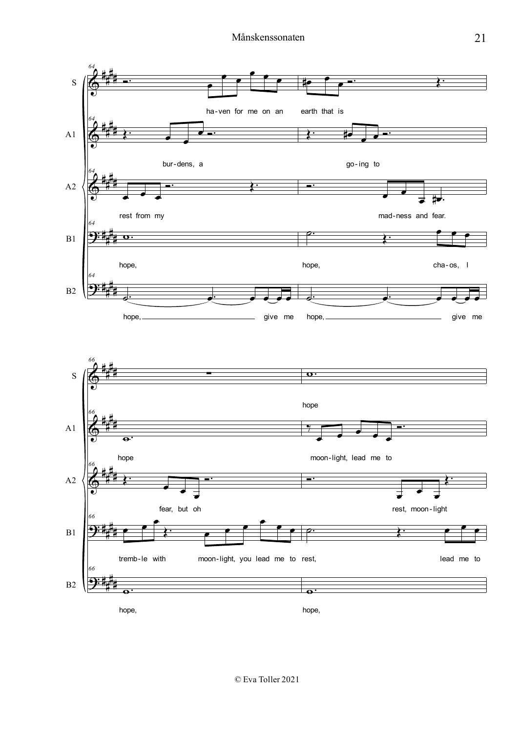64

S: ha-ven for me on an earth that is

A1: bur-dens, a go-ing to

A2: rest from my mad-ness and fear.

B1: hope, hope, cha-os, I

B2: hope, give me hope, give me

66

S: hope

A1: hope moon-light, lead me to

A2: fear, but oh rest, moon-light

B1: tremb-le with moon-light, you lead me to rest, lead me to

B2: hope, hope,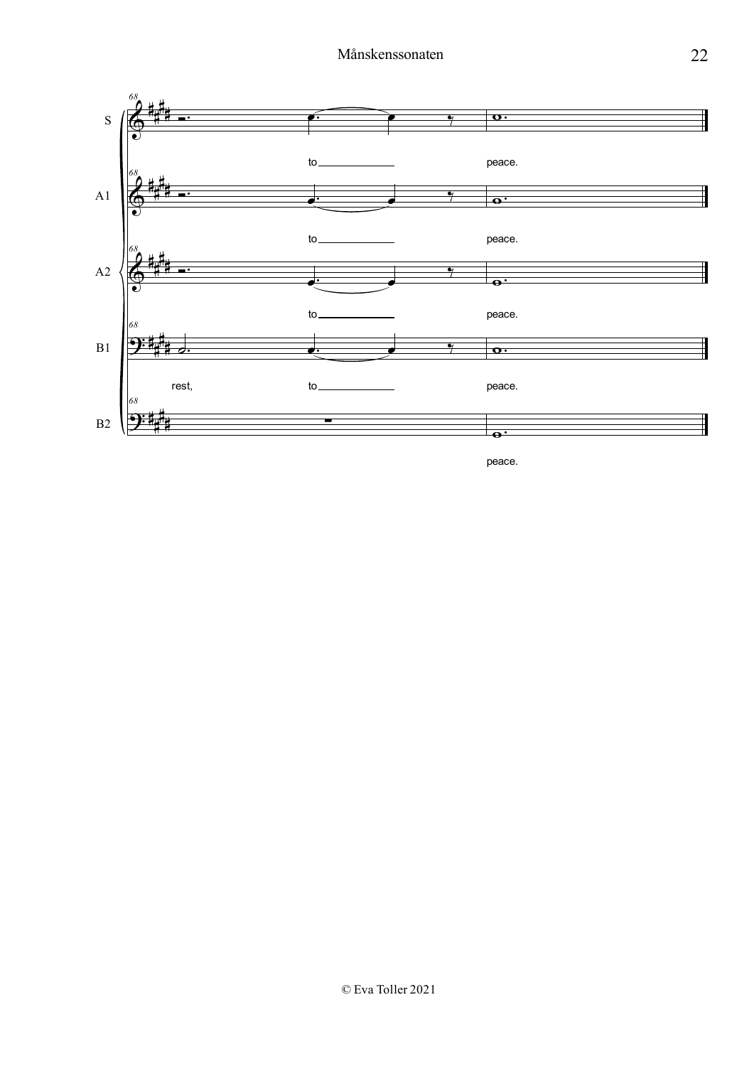S

to peace.

A1

to peace.

A2

to peace.

B1

rest, to peace.

B2

peace.

© Eva Toller 2021